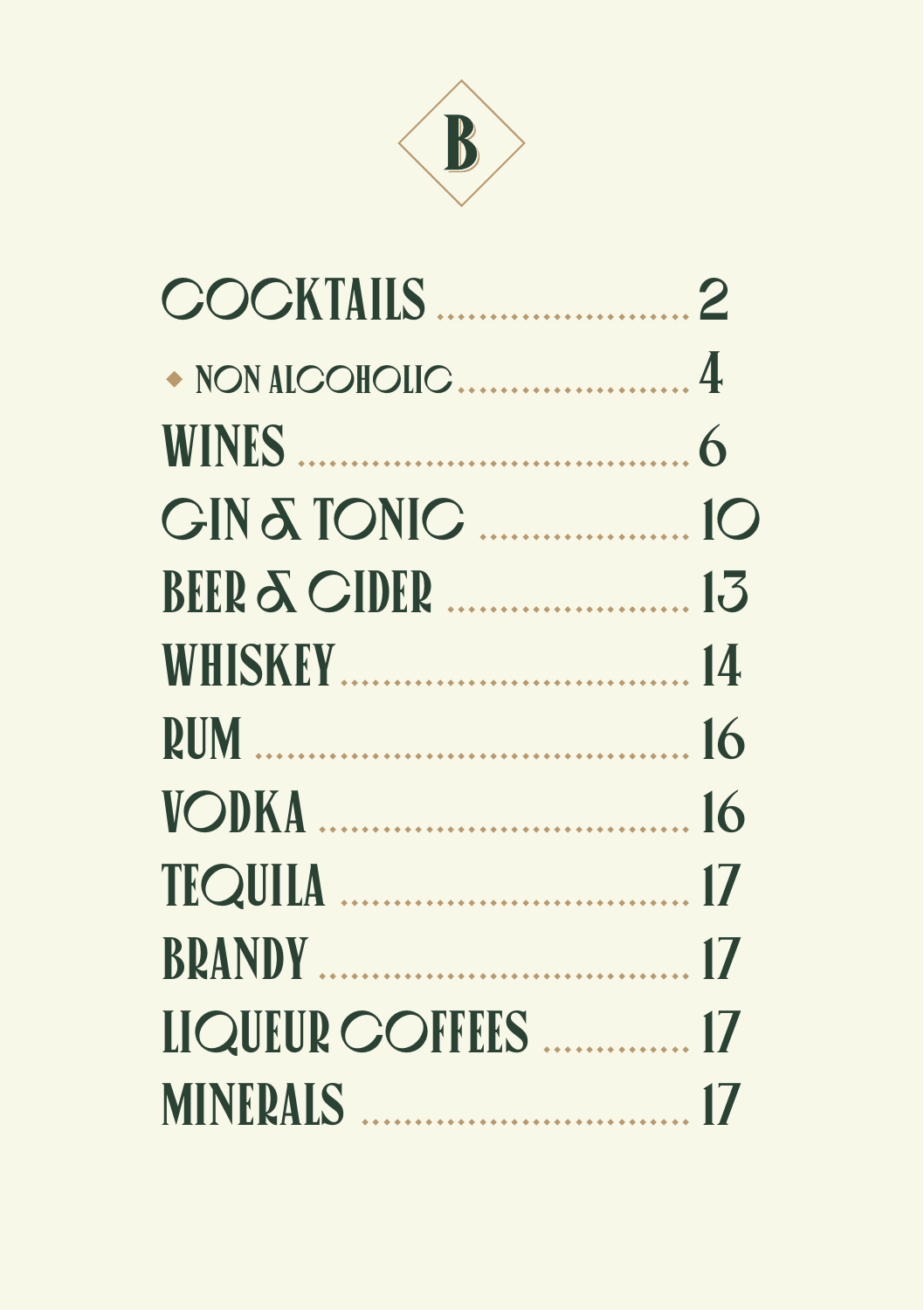B

| Section | Page |
| --- | --- |
| COCKTAILS | 2 |
| ◆ NON ALCOHOLIC | 4 |
| WINES | 6 |
| GIN & TONIC | 10 |
| BEER & CIDER | 13 |
| WHISKEY | 14 |
| RUM | 16 |
| VODKA | 16 |
| TEQUILA | 17 |
| BRANDY | 17 |
| LIQUEUR COFFEES | 17 |
| MINERALS | 17 |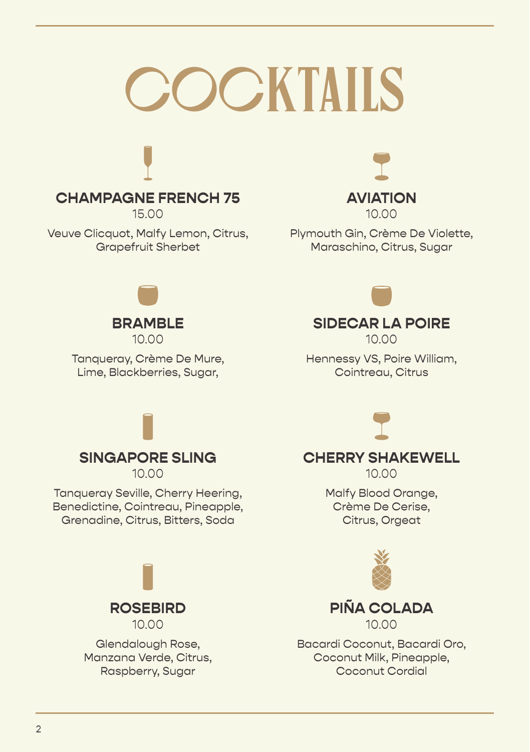# COCKTAILS

## CHAMPAGNE FRENCH 75
15.00

Veuve Clicquot, Malfy Lemon, Citrus, Grapefruit Sherbet

## AVIATION
10.00

Plymouth Gin, Crème De Violette, Maraschino, Citrus, Sugar

## BRAMBLE
10.00

Tanqueray, Crème De Mure, Lime, Blackberries, Sugar,

## SIDECAR LA POIRE
10.00

Hennessy VS, Poire William, Cointreau, Citrus

## SINGAPORE SLING
10.00

Tanqueray Seville, Cherry Heering, Benedictine, Cointreau, Pineapple, Grenadine, Citrus, Bitters, Soda

## CHERRY SHAKEWELL
10.00

Malfy Blood Orange, Crème De Cerise, Citrus, Orgeat

## ROSEBIRD
10.00

Glendalough Rose, Manzana Verde, Citrus, Raspberry, Sugar

## PIÑA COLADA
10.00

Bacardi Coconut, Bacardi Oro, Coconut Milk, Pineapple, Coconut Cordial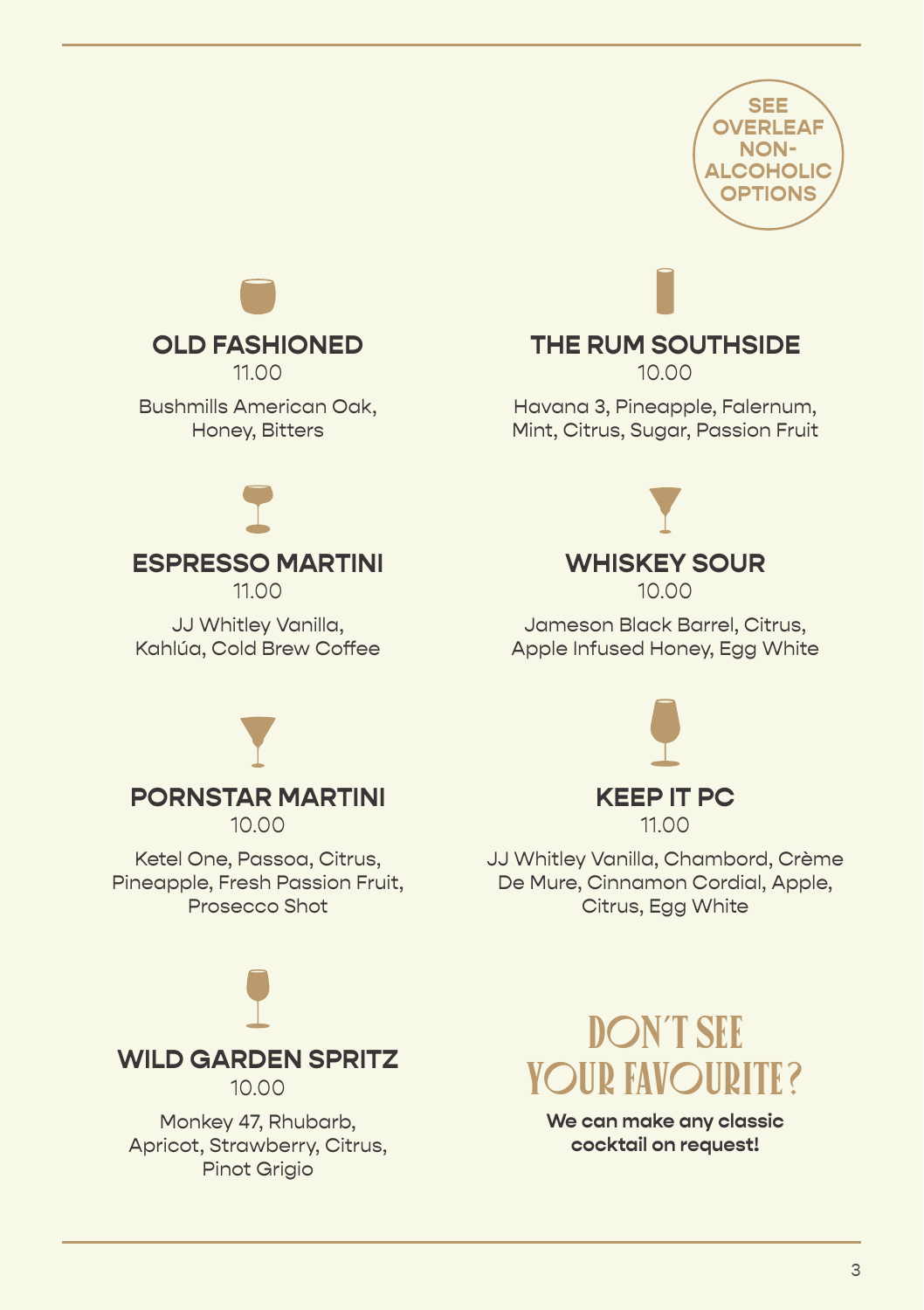**SEE OVERLEAF NON-ALCOHOLIC OPTIONS**

## OLD FASHIONED
11.00

Bushmills American Oak, Honey, Bitters

## THE RUM SOUTHSIDE
10.00

Havana 3, Pineapple, Falernum, Mint, Citrus, Sugar, Passion Fruit

## ESPRESSO MARTINI
11.00

JJ Whitley Vanilla, Kahlúa, Cold Brew Coffee

## WHISKEY SOUR
10.00

Jameson Black Barrel, Citrus, Apple Infused Honey, Egg White

## PORNSTAR MARTINI
10.00

Ketel One, Passoa, Citrus, Pineapple, Fresh Passion Fruit, Prosecco Shot

## KEEP IT PC
11.00

JJ Whitley Vanilla, Chambord, Crème De Mure, Cinnamon Cordial, Apple, Citrus, Egg White

## WILD GARDEN SPRITZ
10.00

Monkey 47, Rhubarb, Apricot, Strawberry, Citrus, Pinot Grigio

## DON'T SEE YOUR FAVOURITE?

**We can make any classic cocktail on request!**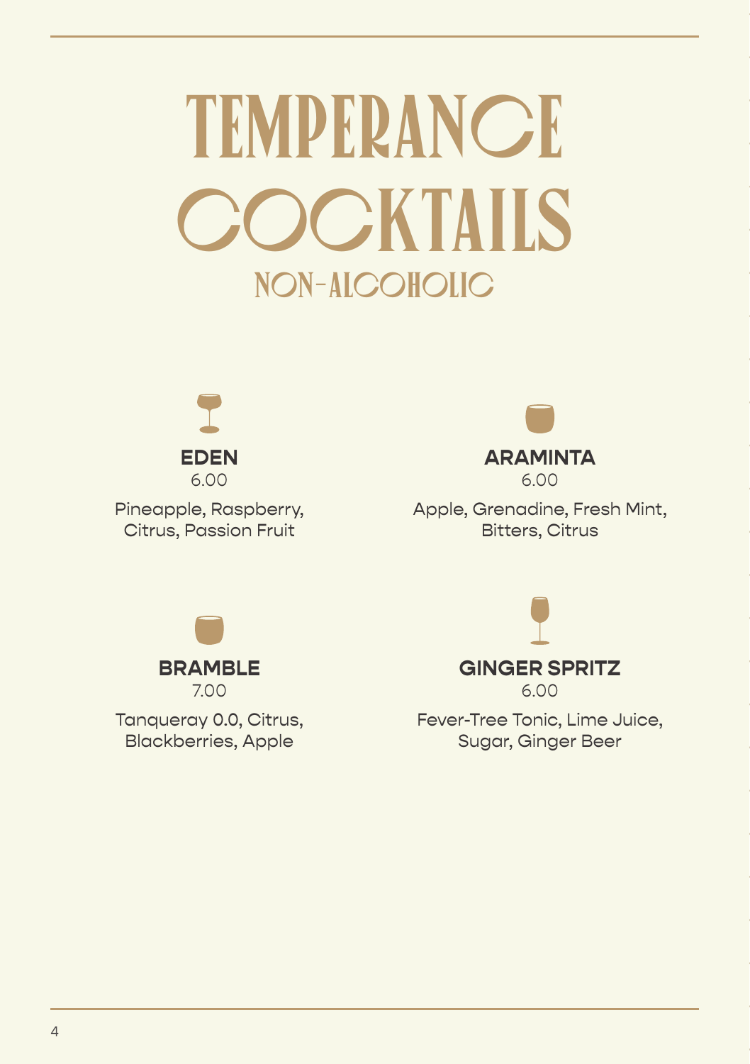# TEMPERANCE COCKTAILS

## NON-ALCOHOLIC

### EDEN
6.00

Pineapple, Raspberry, Citrus, Passion Fruit

### ARAMINTA
6.00

Apple, Grenadine, Fresh Mint, Bitters, Citrus

### BRAMBLE
7.00

Tanqueray 0.0, Citrus, Blackberries, Apple

### GINGER SPRITZ
6.00

Fever-Tree Tonic, Lime Juice, Sugar, Ginger Beer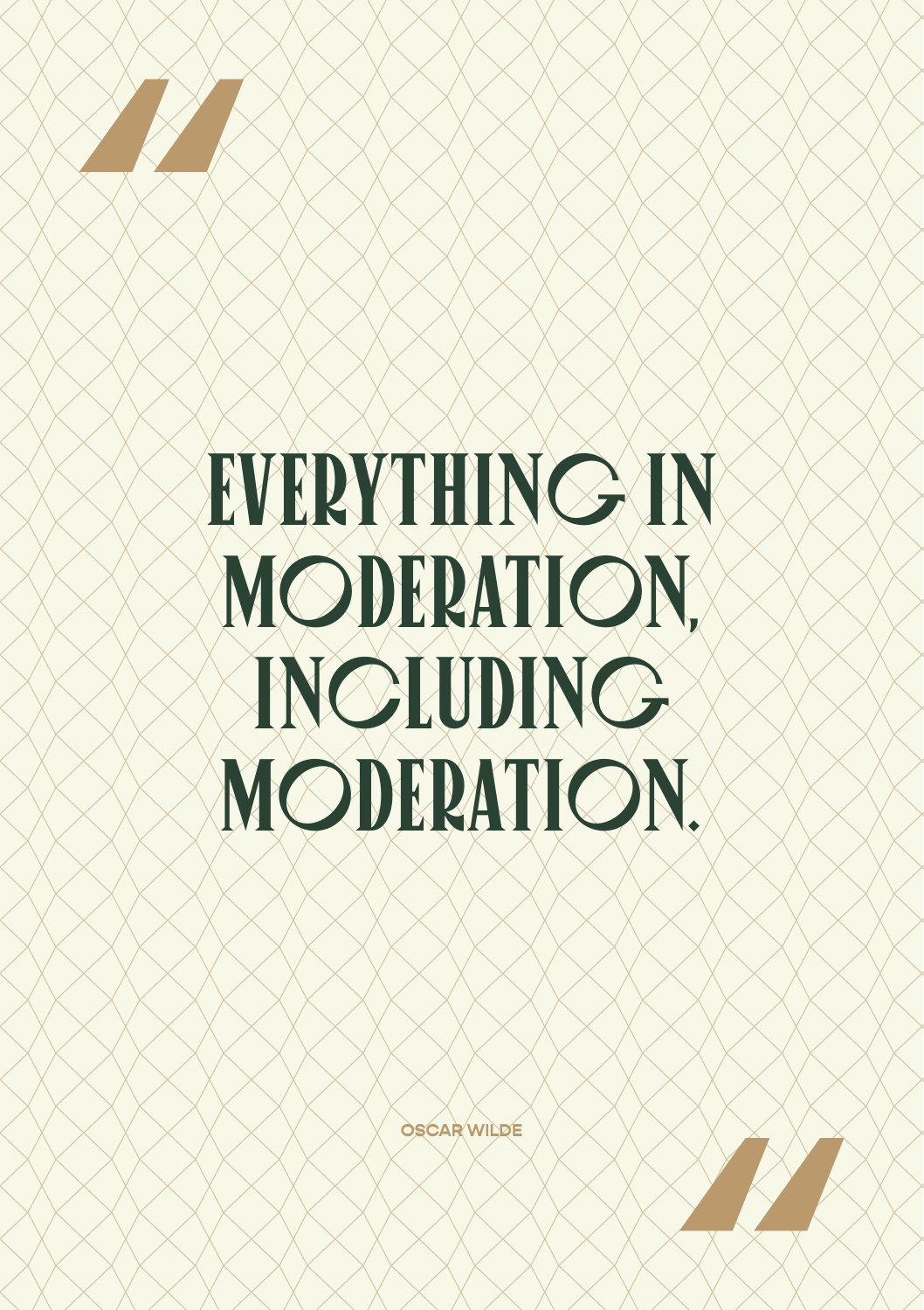# EVERYTHING IN MODERATION, INCLUDING MODERATION.

OSCAR WILDE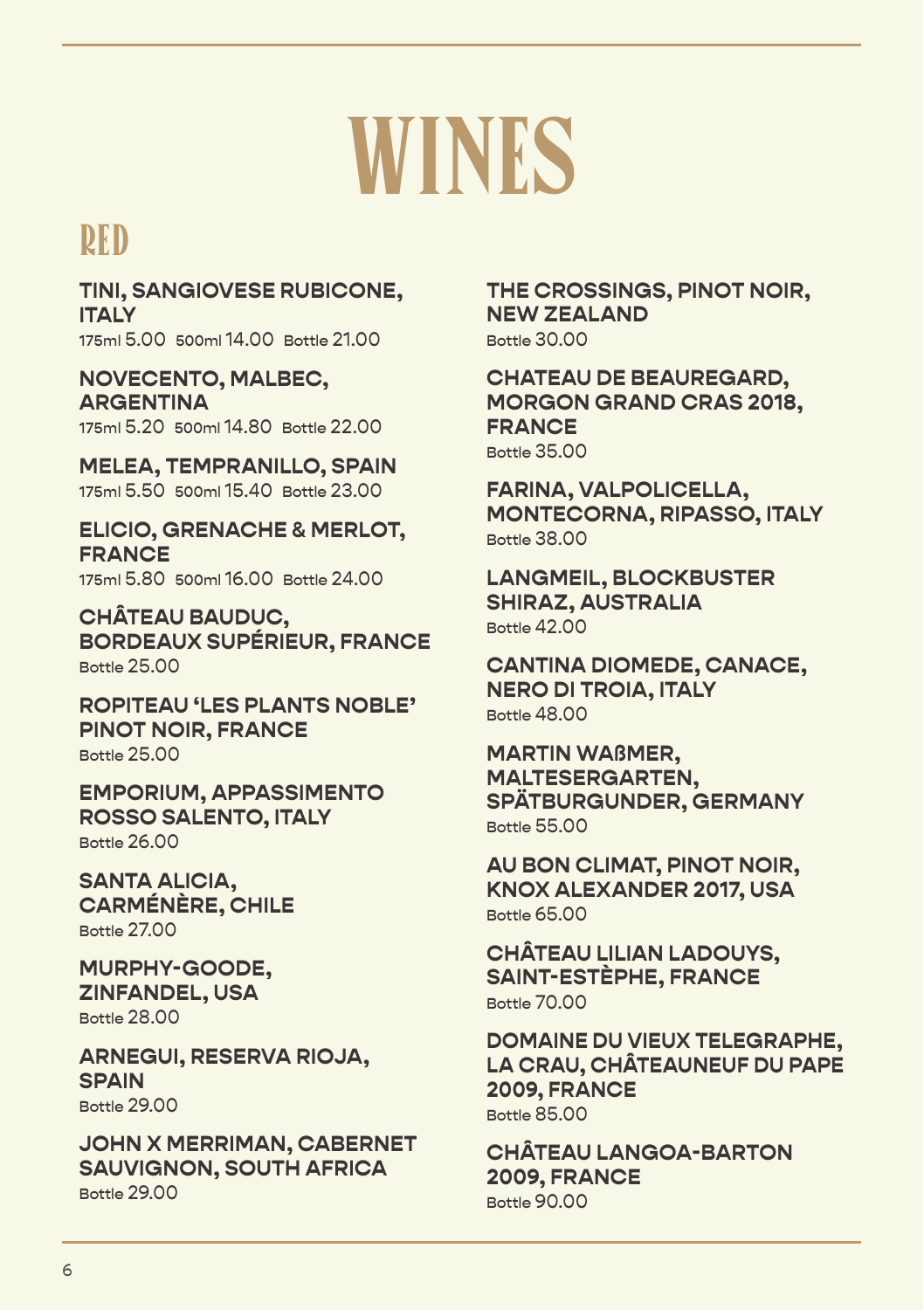# WINES

## RED

**TINI, SANGIOVESE RUBICONE, ITALY**
175ml 5.00 500ml 14.00 Bottle 21.00

**NOVECENTO, MALBEC, ARGENTINA**
175ml 5.20 500ml 14.80 Bottle 22.00

**MELEA, TEMPRANILLO, SPAIN**
175ml 5.50 500ml 15.40 Bottle 23.00

**ELICIO, GRENACHE & MERLOT, FRANCE**
175ml 5.80 500ml 16.00 Bottle 24.00

**CHÂTEAU BAUDUC, BORDEAUX SUPÉRIEUR, FRANCE**
Bottle 25.00

**ROPITEAU 'LES PLANTS NOBLE' PINOT NOIR, FRANCE**
Bottle 25.00

**EMPORIUM, APPASSIMENTO ROSSO SALENTO, ITALY**
Bottle 26.00

**SANTA ALICIA, CARMÉNÈRE, CHILE**
Bottle 27.00

**MURPHY-GOODE, ZINFANDEL, USA**
Bottle 28.00

**ARNEGUI, RESERVA RIOJA, SPAIN**
Bottle 29.00

**JOHN X MERRIMAN, CABERNET SAUVIGNON, SOUTH AFRICA**
Bottle 29.00

**THE CROSSINGS, PINOT NOIR, NEW ZEALAND**
Bottle 30.00

**CHATEAU DE BEAUREGARD, MORGON GRAND CRAS 2018, FRANCE**
Bottle 35.00

**FARINA, VALPOLICELLA, MONTECORNA, RIPASSO, ITALY**
Bottle 38.00

**LANGMEIL, BLOCKBUSTER SHIRAZ, AUSTRALIA**
Bottle 42.00

**CANTINA DIOMEDE, CANACE, NERO DI TROIA, ITALY**
Bottle 48.00

**MARTIN WAßMER, MALTESERGARTEN, SPÄTBURGUNDER, GERMANY**
Bottle 55.00

**AU BON CLIMAT, PINOT NOIR, KNOX ALEXANDER 2017, USA**
Bottle 65.00

**CHÂTEAU LILIAN LADOUYS, SAINT-ESTÈPHE, FRANCE**
Bottle 70.00

**DOMAINE DU VIEUX TELEGRAPHE, LA CRAU, CHÂTEAUNEUF DU PAPE 2009, FRANCE**
Bottle 85.00

**CHÂTEAU LANGOA-BARTON 2009, FRANCE**
Bottle 90.00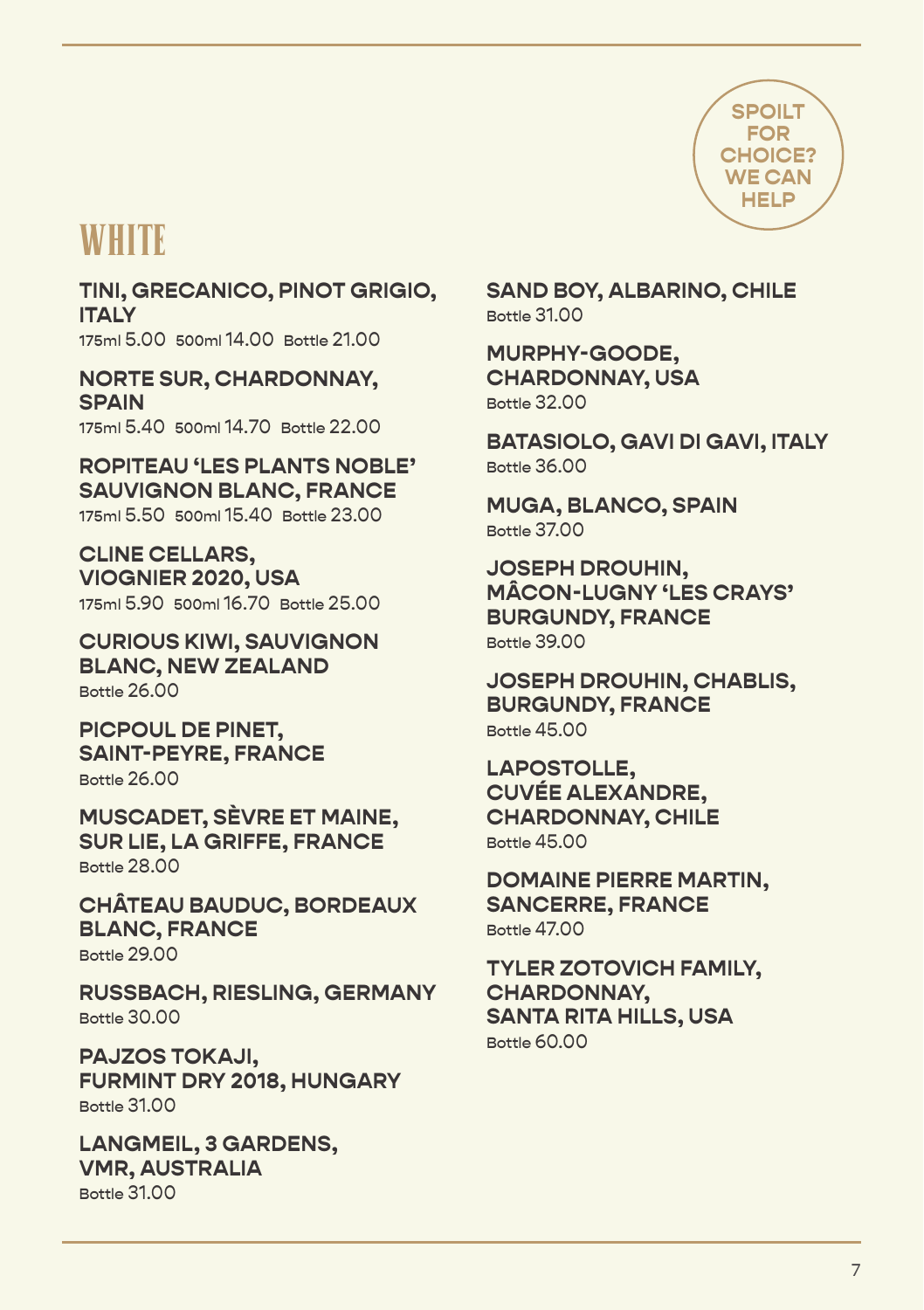SPOILT FOR CHOICE? WE CAN HELP

# WHITE

**TINI, GRECANICO, PINOT GRIGIO, ITALY**
175ml 5.00 500ml 14.00 Bottle 21.00

**NORTE SUR, CHARDONNAY, SPAIN**
175ml 5.40 500ml 14.70 Bottle 22.00

**ROPITEAU 'LES PLANTS NOBLE' SAUVIGNON BLANC, FRANCE**
175ml 5.50 500ml 15.40 Bottle 23.00

**CLINE CELLARS, VIOGNIER 2020, USA**
175ml 5.90 500ml 16.70 Bottle 25.00

**CURIOUS KIWI, SAUVIGNON BLANC, NEW ZEALAND**
Bottle 26.00

**PICPOUL DE PINET, SAINT-PEYRE, FRANCE**
Bottle 26.00

**MUSCADET, SÈVRE ET MAINE, SUR LIE, LA GRIFFE, FRANCE**
Bottle 28.00

**CHÂTEAU BAUDUC, BORDEAUX BLANC, FRANCE**
Bottle 29.00

**RUSSBACH, RIESLING, GERMANY**
Bottle 30.00

**PAJZOS TOKAJI, FURMINT DRY 2018, HUNGARY**
Bottle 31.00

**LANGMEIL, 3 GARDENS, VMR, AUSTRALIA**
Bottle 31.00

**SAND BOY, ALBARINO, CHILE**
Bottle 31.00

**MURPHY-GOODE, CHARDONNAY, USA**
Bottle 32.00

**BATASIOLO, GAVI DI GAVI, ITALY**
Bottle 36.00

**MUGA, BLANCO, SPAIN**
Bottle 37.00

**JOSEPH DROUHIN, MÂCON-LUGNY 'LES CRAYS' BURGUNDY, FRANCE**
Bottle 39.00

**JOSEPH DROUHIN, CHABLIS, BURGUNDY, FRANCE**
Bottle 45.00

**LAPOSTOLLE, CUVÉE ALEXANDRE, CHARDONNAY, CHILE**
Bottle 45.00

**DOMAINE PIERRE MARTIN, SANCERRE, FRANCE**
Bottle 47.00

**TYLER ZOTOVICH FAMILY, CHARDONNAY, SANTA RITA HILLS, USA**
Bottle 60.00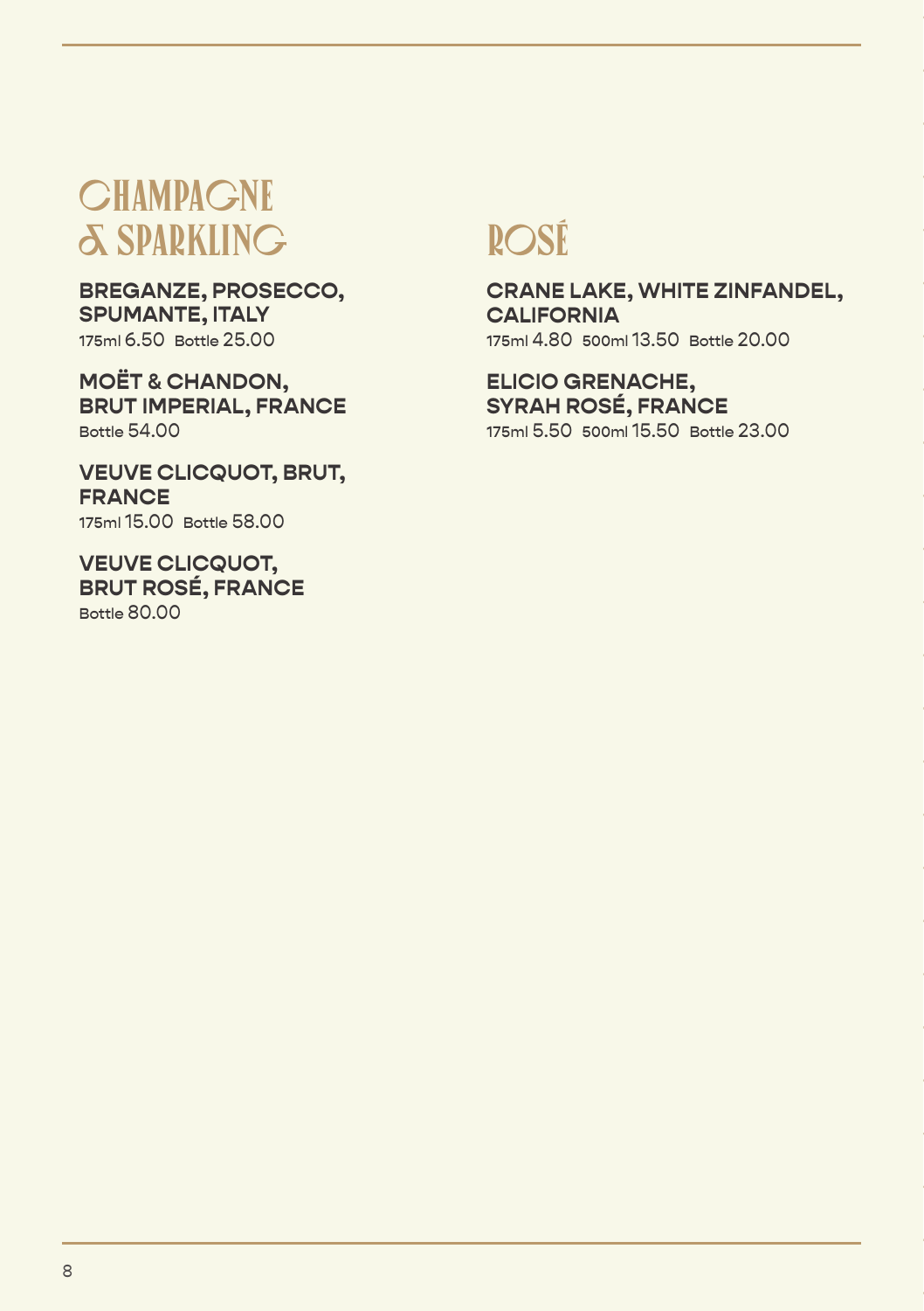# CHAMPAGNE & SPARKLING

**BREGANZE, PROSECCO, SPUMANTE, ITALY**
175ml 6.50 Bottle 25.00

**MOËT & CHANDON, BRUT IMPERIAL, FRANCE**
Bottle 54.00

**VEUVE CLICQUOT, BRUT, FRANCE**
175ml 15.00 Bottle 58.00

**VEUVE CLICQUOT, BRUT ROSÉ, FRANCE**
Bottle 80.00

# ROSÉ

**CRANE LAKE, WHITE ZINFANDEL, CALIFORNIA**
175ml 4.80 500ml 13.50 Bottle 20.00

**ELICIO GRENACHE, SYRAH ROSÉ, FRANCE**
175ml 5.50 500ml 15.50 Bottle 23.00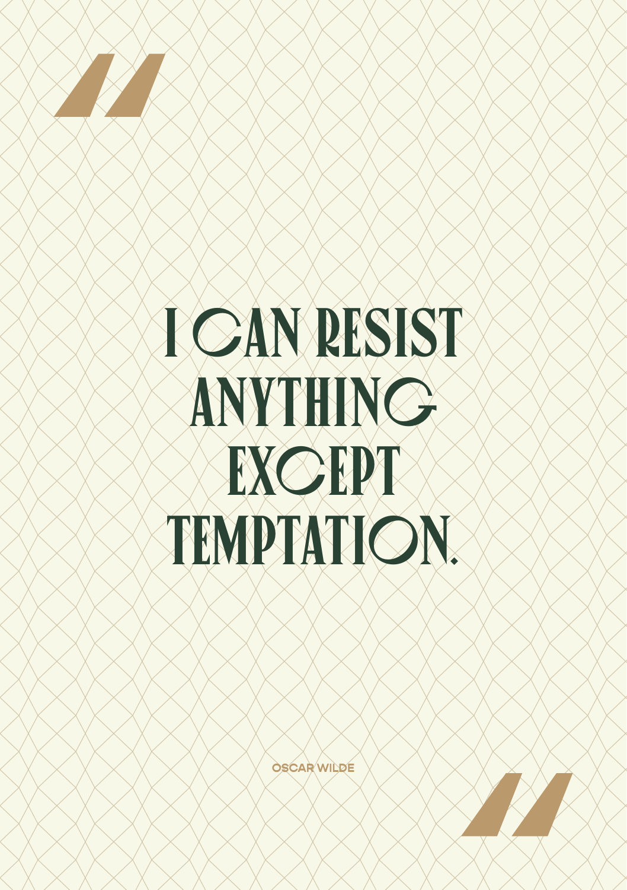# I CAN RESIST ANYTHING EXCEPT TEMPTATION.

OSCAR WILDE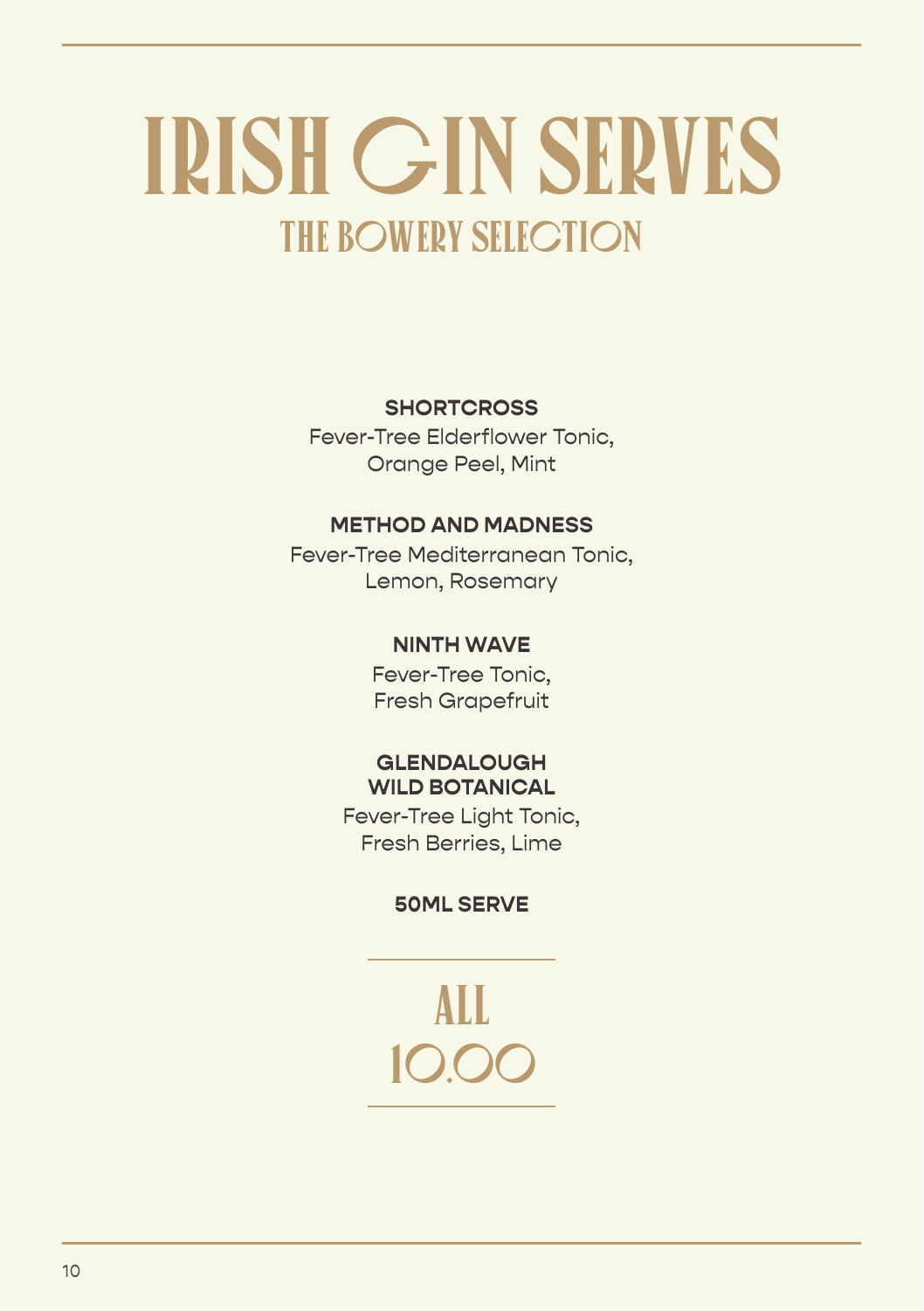# IRISH GIN SERVES

## THE BOWERY SELECTION

**SHORTCROSS**
Fever-Tree Elderflower Tonic,
Orange Peel, Mint

**METHOD AND MADNESS**
Fever-Tree Mediterranean Tonic,
Lemon, Rosemary

**NINTH WAVE**
Fever-Tree Tonic,
Fresh Grapefruit

**GLENDALOUGH WILD BOTANICAL**
Fever-Tree Light Tonic,
Fresh Berries, Lime

**50ML SERVE**

ALL
10.00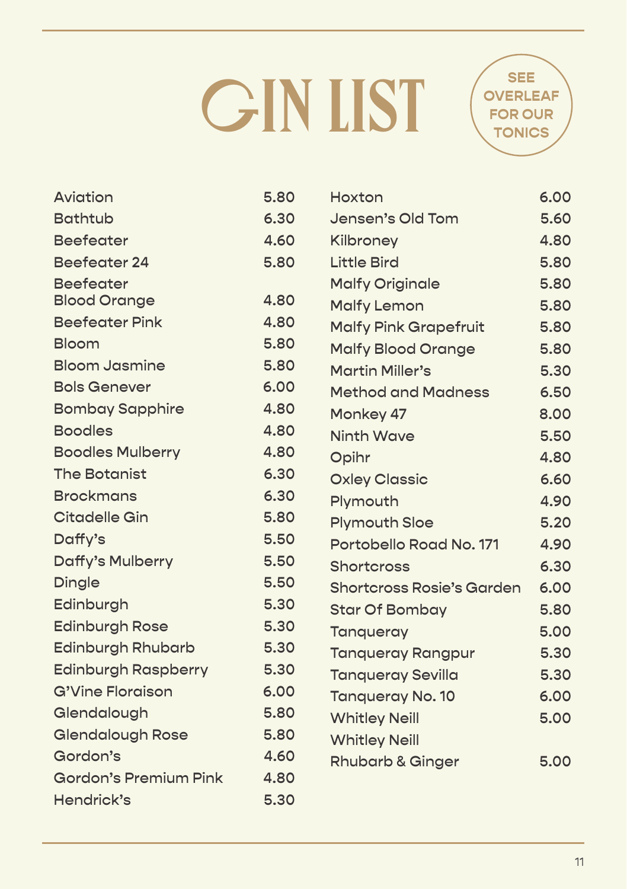# GIN LIST

SEE OVERLEAF FOR OUR TONICS

| Gin | Price |
|---|---|
| Aviation | 5.80 |
| Bathtub | 6.30 |
| Beefeater | 4.60 |
| Beefeater 24 | 5.80 |
| Beefeater Blood Orange | 4.80 |
| Beefeater Pink | 4.80 |
| Bloom | 5.80 |
| Bloom Jasmine | 5.80 |
| Bols Genever | 6.00 |
| Bombay Sapphire | 4.80 |
| Boodles | 4.80 |
| Boodles Mulberry | 4.80 |
| The Botanist | 6.30 |
| Brockmans | 6.30 |
| Citadelle Gin | 5.80 |
| Daffy's | 5.50 |
| Daffy's Mulberry | 5.50 |
| Dingle | 5.50 |
| Edinburgh | 5.30 |
| Edinburgh Rose | 5.30 |
| Edinburgh Rhubarb | 5.30 |
| Edinburgh Raspberry | 5.30 |
| G'Vine Floraison | 6.00 |
| Glendalough | 5.80 |
| Glendalough Rose | 5.80 |
| Gordon's | 4.60 |
| Gordon's Premium Pink | 4.80 |
| Hendrick's | 5.30 |
| Hoxton | 6.00 |
| Jensen's Old Tom | 5.60 |
| Kilbroney | 4.80 |
| Little Bird | 5.80 |
| Malfy Originale | 5.80 |
| Malfy Lemon | 5.80 |
| Malfy Pink Grapefruit | 5.80 |
| Malfy Blood Orange | 5.80 |
| Martin Miller's | 5.30 |
| Method and Madness | 6.50 |
| Monkey 47 | 8.00 |
| Ninth Wave | 5.50 |
| Opihr | 4.80 |
| Oxley Classic | 6.60 |
| Plymouth | 4.90 |
| Plymouth Sloe | 5.20 |
| Portobello Road No. 171 | 4.90 |
| Shortcross | 6.30 |
| Shortcross Rosie's Garden | 6.00 |
| Star Of Bombay | 5.80 |
| Tanqueray | 5.00 |
| Tanqueray Rangpur | 5.30 |
| Tanqueray Sevilla | 5.30 |
| Tanqueray No. 10 | 6.00 |
| Whitley Neill | 5.00 |
| Whitley Neill Rhubarb & Ginger | 5.00 |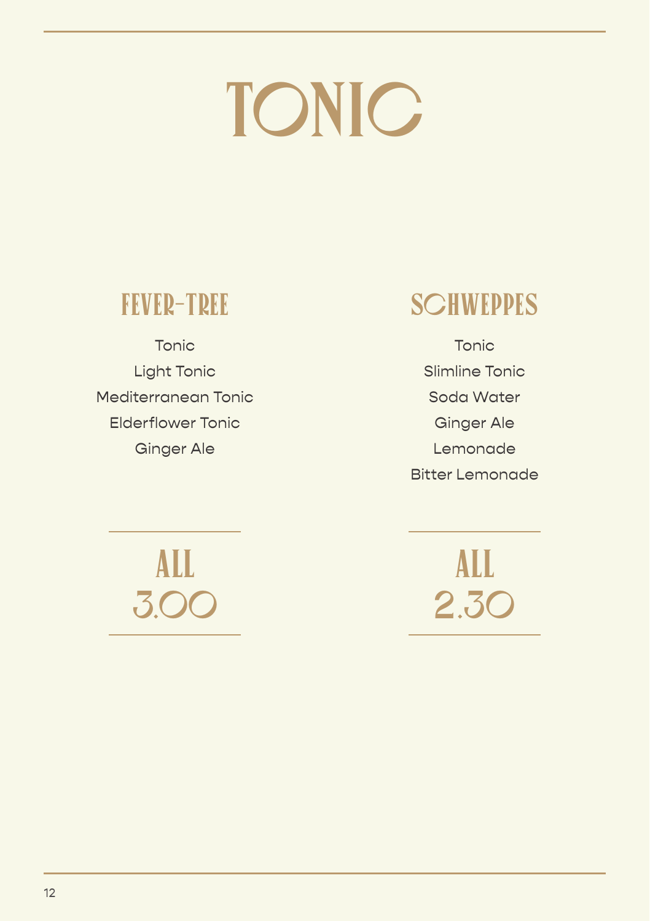# TONIC

## FEVER-TREE

Tonic
Light Tonic
Mediterranean Tonic
Elderflower Tonic
Ginger Ale

**ALL**
**3.00**

## SCHWEPPES

Tonic
Slimline Tonic
Soda Water
Ginger Ale
Lemonade
Bitter Lemonade

**ALL**
**2.30**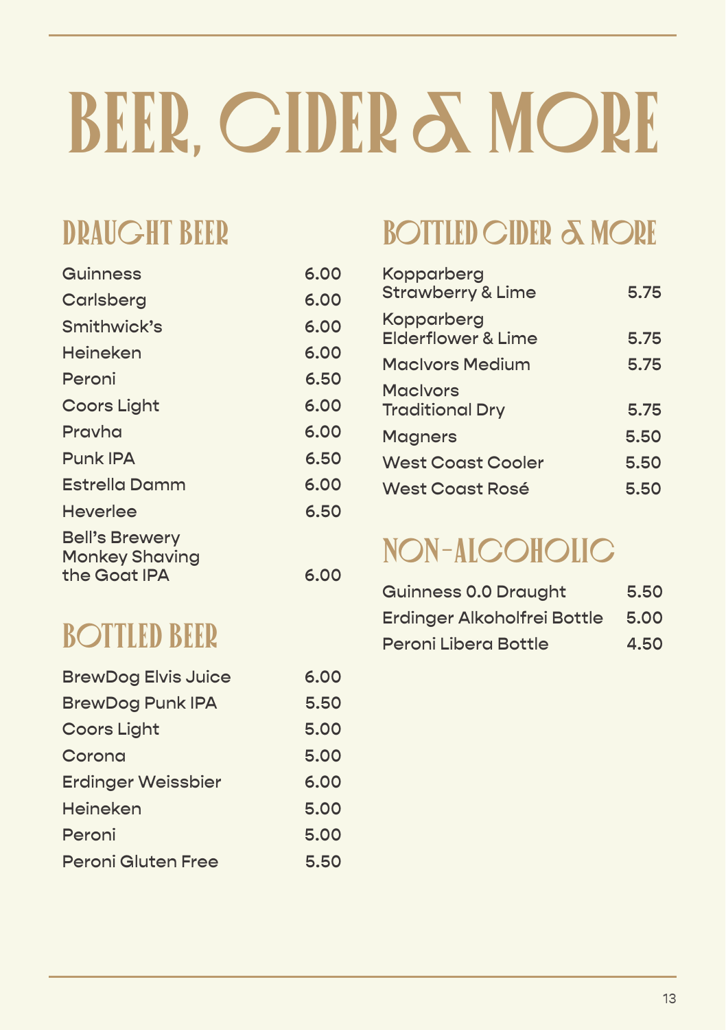# BEER, CIDER & MORE

## DRAUGHT BEER

| Item | Price |
| --- | --- |
| Guinness | 6.00 |
| Carlsberg | 6.00 |
| Smithwick's | 6.00 |
| Heineken | 6.00 |
| Peroni | 6.50 |
| Coors Light | 6.00 |
| Pravha | 6.00 |
| Punk IPA | 6.50 |
| Estrella Damm | 6.00 |
| Heverlee | 6.50 |
| Bell's Brewery Monkey Shaving the Goat IPA | 6.00 |

## BOTTLED BEER

| Item | Price |
| --- | --- |
| BrewDog Elvis Juice | 6.00 |
| BrewDog Punk IPA | 5.50 |
| Coors Light | 5.00 |
| Corona | 5.00 |
| Erdinger Weissbier | 6.00 |
| Heineken | 5.00 |
| Peroni | 5.00 |
| Peroni Gluten Free | 5.50 |

## BOTTLED CIDER & MORE

| Item | Price |
| --- | --- |
| Kopparberg Strawberry & Lime | 5.75 |
| Kopparberg Elderflower & Lime | 5.75 |
| MacIvors Medium | 5.75 |
| MacIvors Traditional Dry | 5.75 |
| Magners | 5.50 |
| West Coast Cooler | 5.50 |
| West Coast Rosé | 5.50 |

## NON-ALCOHOLIC

| Item | Price |
| --- | --- |
| Guinness 0.0 Draught | 5.50 |
| Erdinger Alkoholfrei Bottle | 5.00 |
| Peroni Libera Bottle | 4.50 |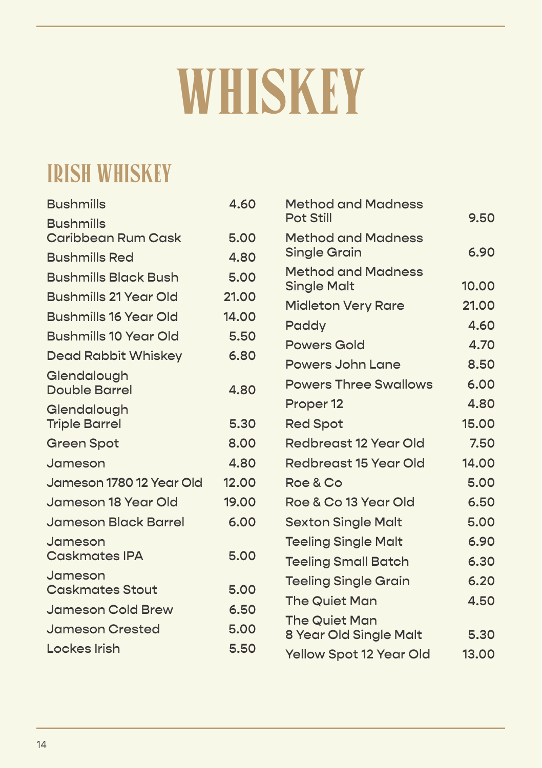# WHISKEY

## IRISH WHISKEY

| Item | Price |
| --- | --- |
| Bushmills | 4.60 |
| Bushmills Caribbean Rum Cask | 5.00 |
| Bushmills Red | 4.80 |
| Bushmills Black Bush | 5.00 |
| Bushmills 21 Year Old | 21.00 |
| Bushmills 16 Year Old | 14.00 |
| Bushmills 10 Year Old | 5.50 |
| Dead Rabbit Whiskey | 6.80 |
| Glendalough Double Barrel | 4.80 |
| Glendalough Triple Barrel | 5.30 |
| Green Spot | 8.00 |
| Jameson | 4.80 |
| Jameson 1780 12 Year Old | 12.00 |
| Jameson 18 Year Old | 19.00 |
| Jameson Black Barrel | 6.00 |
| Jameson Caskmates IPA | 5.00 |
| Jameson Caskmates Stout | 5.00 |
| Jameson Cold Brew | 6.50 |
| Jameson Crested | 5.00 |
| Lockes Irish | 5.50 |
| Method and Madness Pot Still | 9.50 |
| Method and Madness Single Grain | 6.90 |
| Method and Madness Single Malt | 10.00 |
| Midleton Very Rare | 21.00 |
| Paddy | 4.60 |
| Powers Gold | 4.70 |
| Powers John Lane | 8.50 |
| Powers Three Swallows | 6.00 |
| Proper 12 | 4.80 |
| Red Spot | 15.00 |
| Redbreast 12 Year Old | 7.50 |
| Redbreast 15 Year Old | 14.00 |
| Roe & Co | 5.00 |
| Roe & Co 13 Year Old | 6.50 |
| Sexton Single Malt | 5.00 |
| Teeling Single Malt | 6.90 |
| Teeling Small Batch | 6.30 |
| Teeling Single Grain | 6.20 |
| The Quiet Man | 4.50 |
| The Quiet Man 8 Year Old Single Malt | 5.30 |
| Yellow Spot 12 Year Old | 13.00 |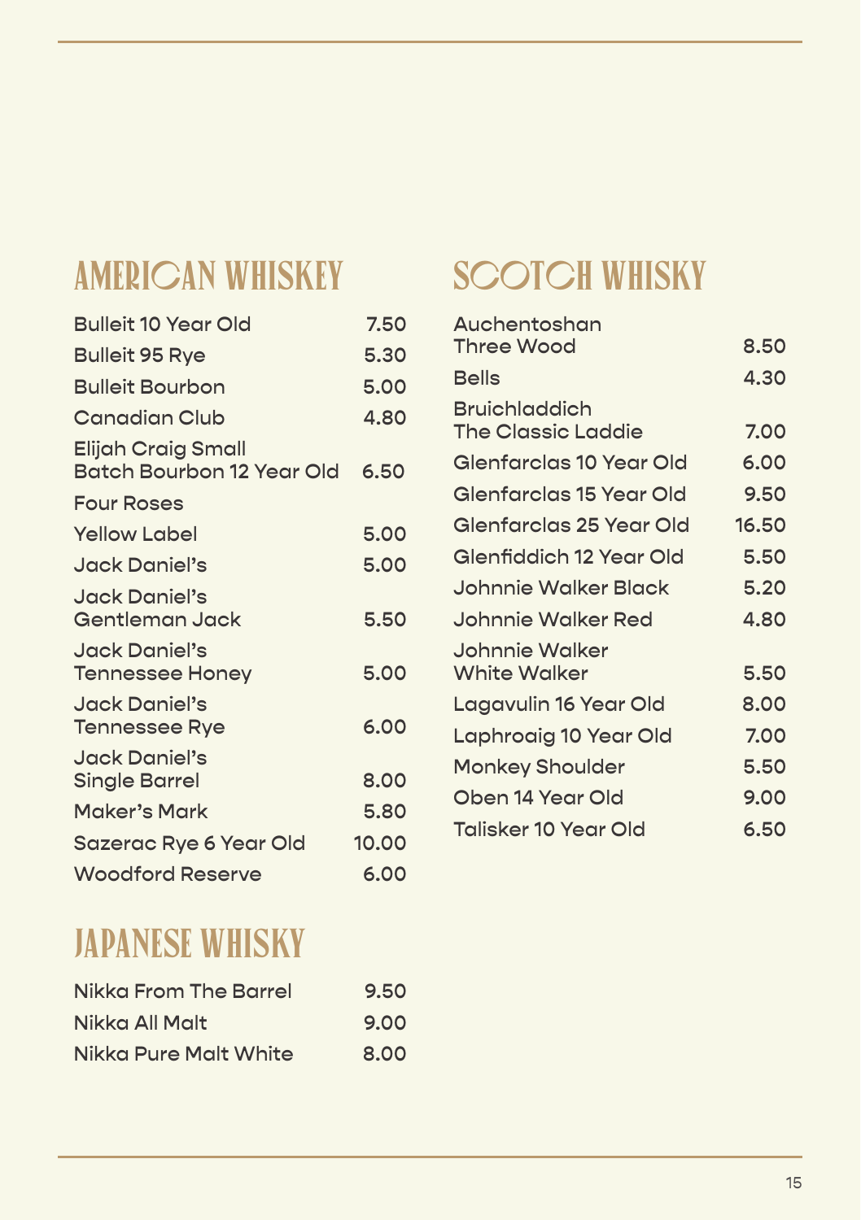## AMERICAN WHISKEY

| | |
|---|---|
| Bulleit 10 Year Old | 7.50 |
| Bulleit 95 Rye | 5.30 |
| Bulleit Bourbon | 5.00 |
| Canadian Club | 4.80 |
| Elijah Craig Small Batch Bourbon 12 Year Old | 6.50 |
| Four Roses Yellow Label | 5.00 |
| Jack Daniel's | 5.00 |
| Jack Daniel's Gentleman Jack | 5.50 |
| Jack Daniel's Tennessee Honey | 5.00 |
| Jack Daniel's Tennessee Rye | 6.00 |
| Jack Daniel's Single Barrel | 8.00 |
| Maker's Mark | 5.80 |
| Sazerac Rye 6 Year Old | 10.00 |
| Woodford Reserve | 6.00 |

## JAPANESE WHISKY

| | |
|---|---|
| Nikka From The Barrel | 9.50 |
| Nikka All Malt | 9.00 |
| Nikka Pure Malt White | 8.00 |

## SCOTCH WHISKY

| | |
|---|---|
| Auchentoshan Three Wood | 8.50 |
| Bells | 4.30 |
| Bruichladdich The Classic Laddie | 7.00 |
| Glenfarclas 10 Year Old | 6.00 |
| Glenfarclas 15 Year Old | 9.50 |
| Glenfarclas 25 Year Old | 16.50 |
| Glenfiddich 12 Year Old | 5.50 |
| Johnnie Walker Black | 5.20 |
| Johnnie Walker Red | 4.80 |
| Johnnie Walker White Walker | 5.50 |
| Lagavulin 16 Year Old | 8.00 |
| Laphroaig 10 Year Old | 7.00 |
| Monkey Shoulder | 5.50 |
| Oben 14 Year Old | 9.00 |
| Talisker 10 Year Old | 6.50 |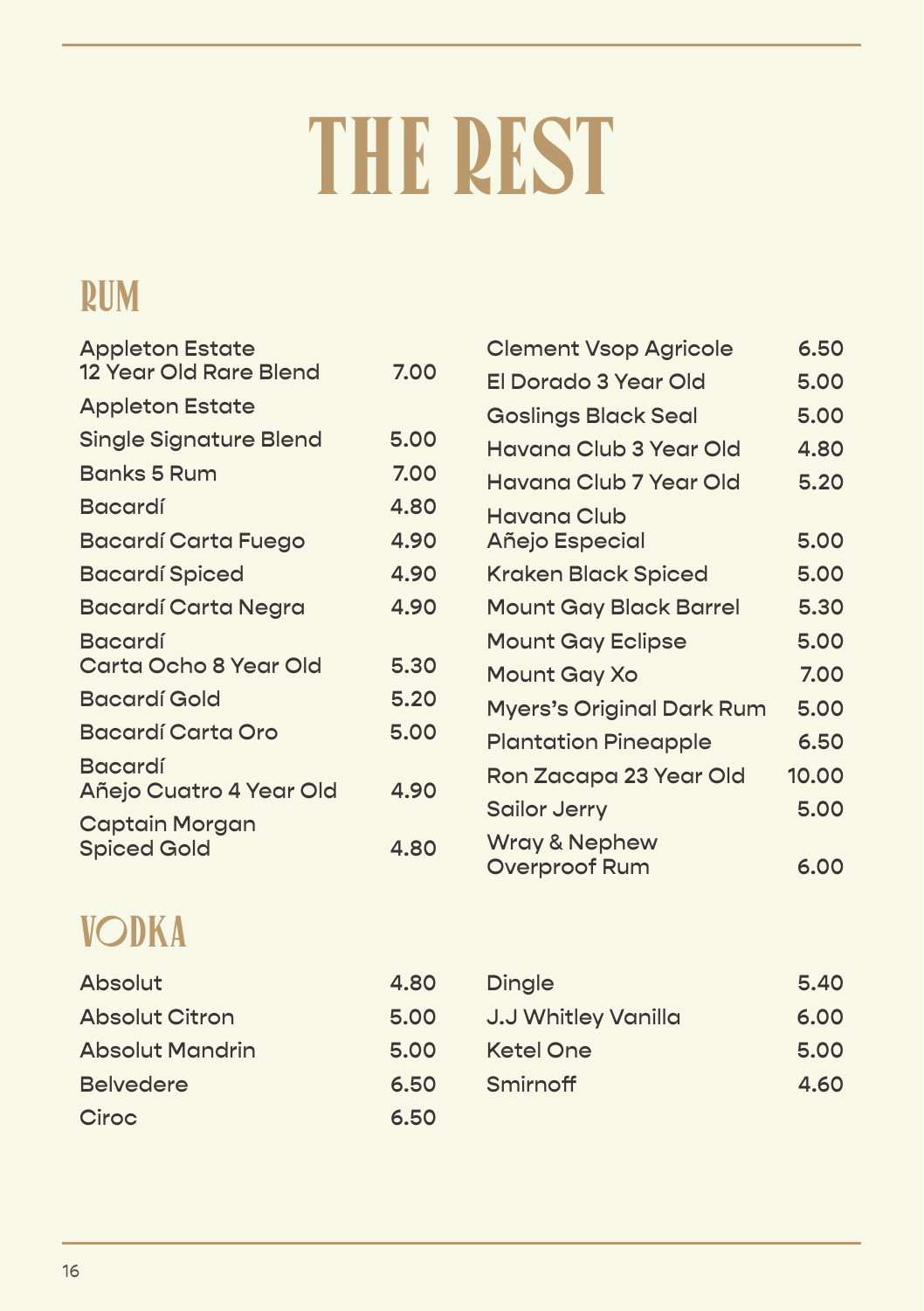# THE REST

## RUM

| Item | Price |
| --- | --- |
| Appleton Estate 12 Year Old Rare Blend | 7.00 |
| Appleton Estate Single Signature Blend | 5.00 |
| Banks 5 Rum | 7.00 |
| Bacardí | 4.80 |
| Bacardí Carta Fuego | 4.90 |
| Bacardí Spiced | 4.90 |
| Bacardí Carta Negra | 4.90 |
| Bacardí Carta Ocho 8 Year Old | 5.30 |
| Bacardí Gold | 5.20 |
| Bacardí Carta Oro | 5.00 |
| Bacardí Añejo Cuatro 4 Year Old | 4.90 |
| Captain Morgan Spiced Gold | 4.80 |
| Clement Vsop Agricole | 6.50 |
| El Dorado 3 Year Old | 5.00 |
| Goslings Black Seal | 5.00 |
| Havana Club 3 Year Old | 4.80 |
| Havana Club 7 Year Old | 5.20 |
| Havana Club Añejo Especial | 5.00 |
| Kraken Black Spiced | 5.00 |
| Mount Gay Black Barrel | 5.30 |
| Mount Gay Eclipse | 5.00 |
| Mount Gay Xo | 7.00 |
| Myers's Original Dark Rum | 5.00 |
| Plantation Pineapple | 6.50 |
| Ron Zacapa 23 Year Old | 10.00 |
| Sailor Jerry | 5.00 |
| Wray & Nephew Overproof Rum | 6.00 |

## VODKA

| Item | Price |
| --- | --- |
| Absolut | 4.80 |
| Absolut Citron | 5.00 |
| Absolut Mandrin | 5.00 |
| Belvedere | 6.50 |
| Ciroc | 6.50 |
| Dingle | 5.40 |
| J.J Whitley Vanilla | 6.00 |
| Ketel One | 5.00 |
| Smirnoff | 4.60 |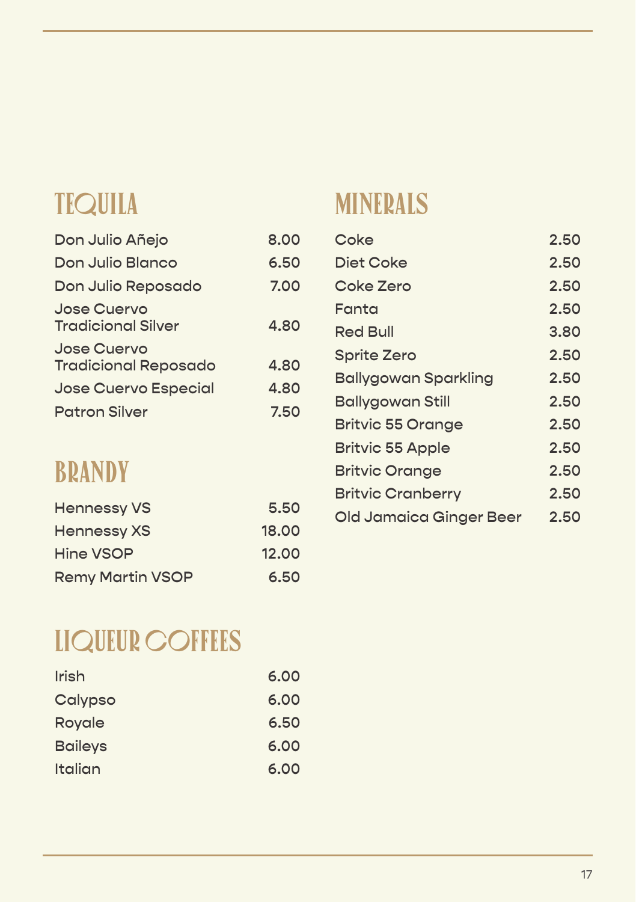## TEQUILA

| | |
|---|---|
| Don Julio Añejo | 8.00 |
| Don Julio Blanco | 6.50 |
| Don Julio Reposado | 7.00 |
| Jose Cuervo Tradicional Silver | 4.80 |
| Jose Cuervo Tradicional Reposado | 4.80 |
| Jose Cuervo Especial | 4.80 |
| Patron Silver | 7.50 |

## BRANDY

| | |
|---|---|
| Hennessy VS | 5.50 |
| Hennessy XS | 18.00 |
| Hine VSOP | 12.00 |
| Remy Martin VSOP | 6.50 |

## LIQUEUR COFFEES

| | |
|---|---|
| Irish | 6.00 |
| Calypso | 6.00 |
| Royale | 6.50 |
| Baileys | 6.00 |
| Italian | 6.00 |

## MINERALS

| | |
|---|---|
| Coke | 2.50 |
| Diet Coke | 2.50 |
| Coke Zero | 2.50 |
| Fanta | 2.50 |
| Red Bull | 3.80 |
| Sprite Zero | 2.50 |
| Ballygowan Sparkling | 2.50 |
| Ballygowan Still | 2.50 |
| Britvic 55 Orange | 2.50 |
| Britvic 55 Apple | 2.50 |
| Britvic Orange | 2.50 |
| Britvic Cranberry | 2.50 |
| Old Jamaica Ginger Beer | 2.50 |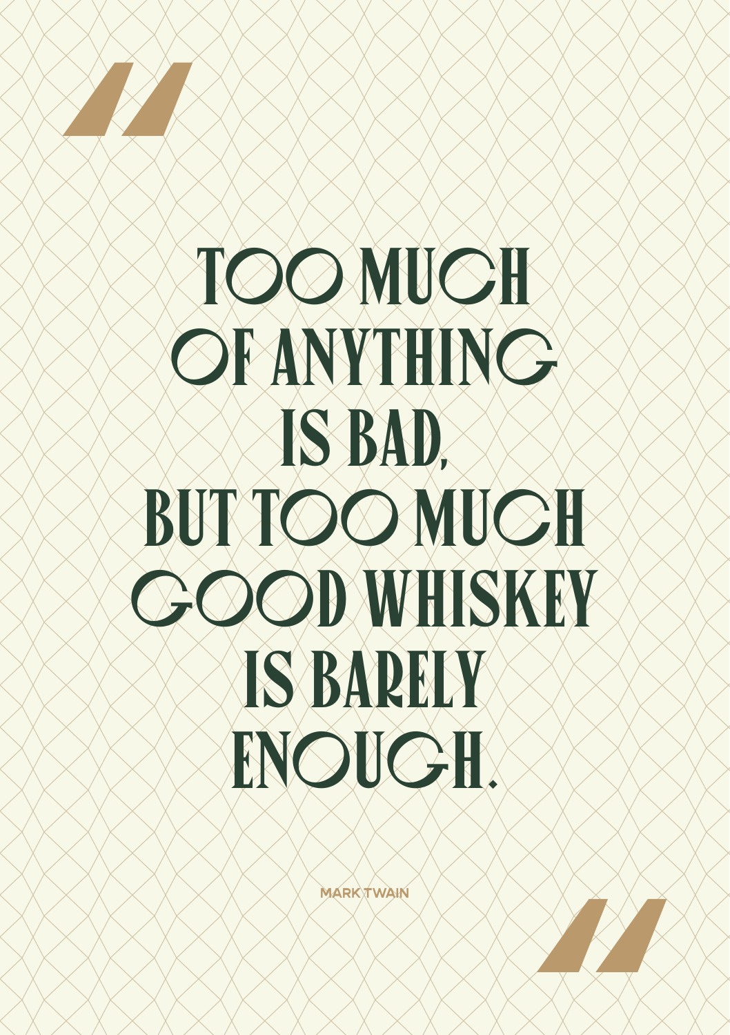TOO MUCH
OF ANYTHING
IS BAD,
BUT TOO MUCH
GOOD WHISKEY
IS BARELY
ENOUGH.

MARK TWAIN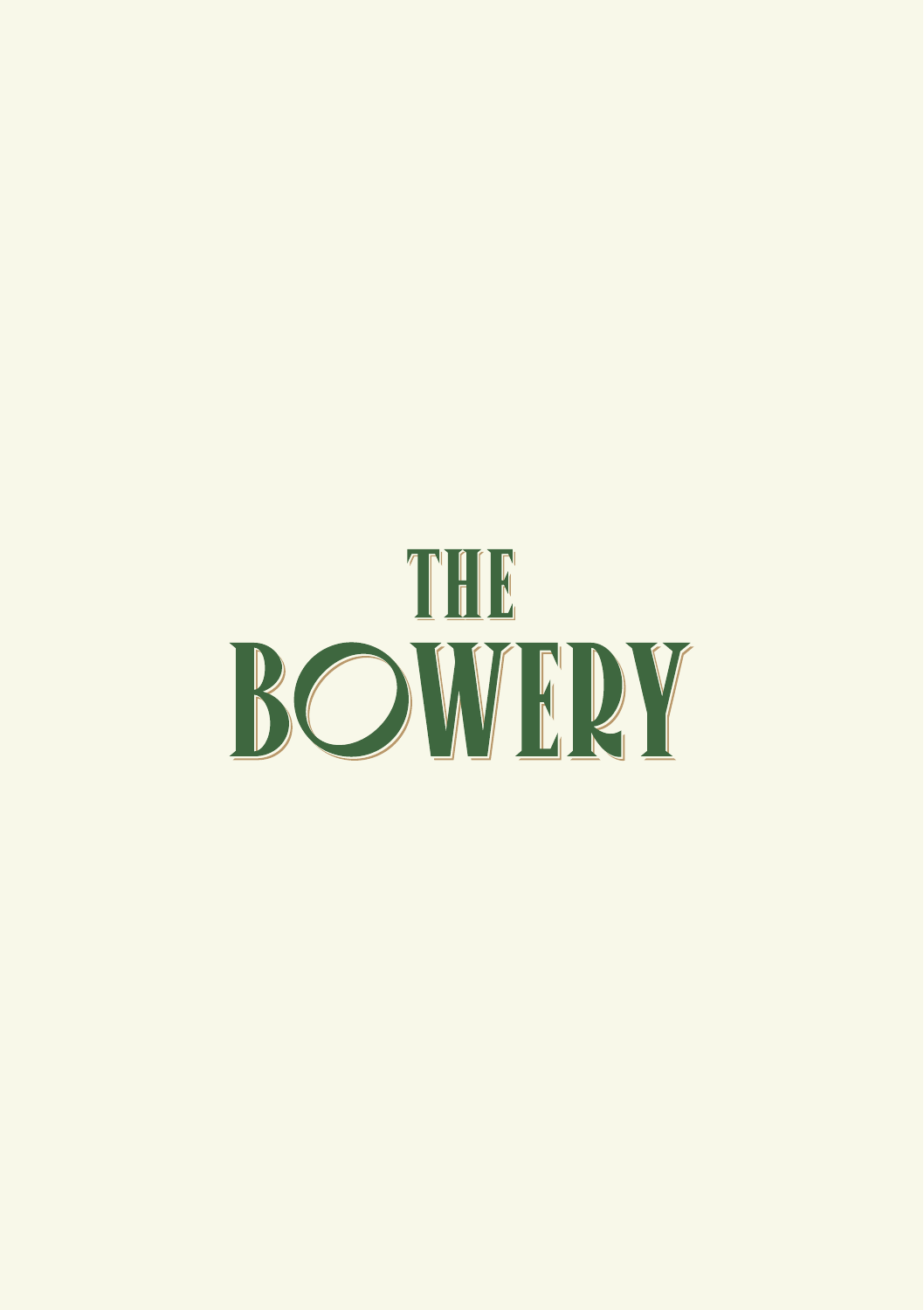# THE BOWERY